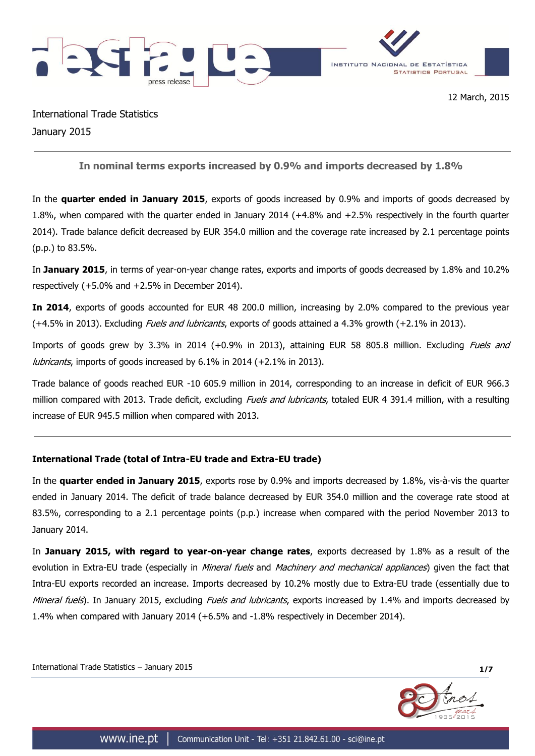12 March, 2015

International Trade Statistics
January 2015

## In nominal terms exports increased by 0.9% and imports decreased by 1.8%

In the **quarter ended in January 2015**, exports of goods increased by 0.9% and imports of goods decreased by 1.8%, when compared with the quarter ended in January 2014 (+4.8% and +2.5% respectively in the fourth quarter 2014). Trade balance deficit decreased by EUR 354.0 million and the coverage rate increased by 2.1 percentage points (p.p.) to 83.5%.

In **January 2015**, in terms of year-on-year change rates, exports and imports of goods decreased by 1.8% and 10.2% respectively (+5.0% and +2.5% in December 2014).

**In 2014**, exports of goods accounted for EUR 48 200.0 million, increasing by 2.0% compared to the previous year (+4.5% in 2013). Excluding *Fuels and lubricants*, exports of goods attained a 4.3% growth (+2.1% in 2013).

Imports of goods grew by 3.3% in 2014 (+0.9% in 2013), attaining EUR 58 805.8 million. Excluding *Fuels and lubricants*, imports of goods increased by 6.1% in 2014 (+2.1% in 2013).

Trade balance of goods reached EUR -10 605.9 million in 2014, corresponding to an increase in deficit of EUR 966.3 million compared with 2013. Trade deficit, excluding *Fuels and lubricants*, totaled EUR 4 391.4 million, with a resulting increase of EUR 945.5 million when compared with 2013.

### International Trade (total of Intra-EU trade and Extra-EU trade)

In the **quarter ended in January 2015**, exports rose by 0.9% and imports decreased by 1.8%, vis-à-vis the quarter ended in January 2014. The deficit of trade balance decreased by EUR 354.0 million and the coverage rate stood at 83.5%, corresponding to a 2.1 percentage points (p.p.) increase when compared with the period November 2013 to January 2014.

In **January 2015, with regard to year-on-year change rates**, exports decreased by 1.8% as a result of the evolution in Extra-EU trade (especially in *Mineral fuels* and *Machinery and mechanical appliances*) given the fact that Intra-EU exports recorded an increase. Imports decreased by 10.2% mostly due to Extra-EU trade (essentially due to *Mineral fuels*). In January 2015, excluding *Fuels and lubricants*, exports increased by 1.4% and imports decreased by 1.4% when compared with January 2014 (+6.5% and -1.8% respectively in December 2014).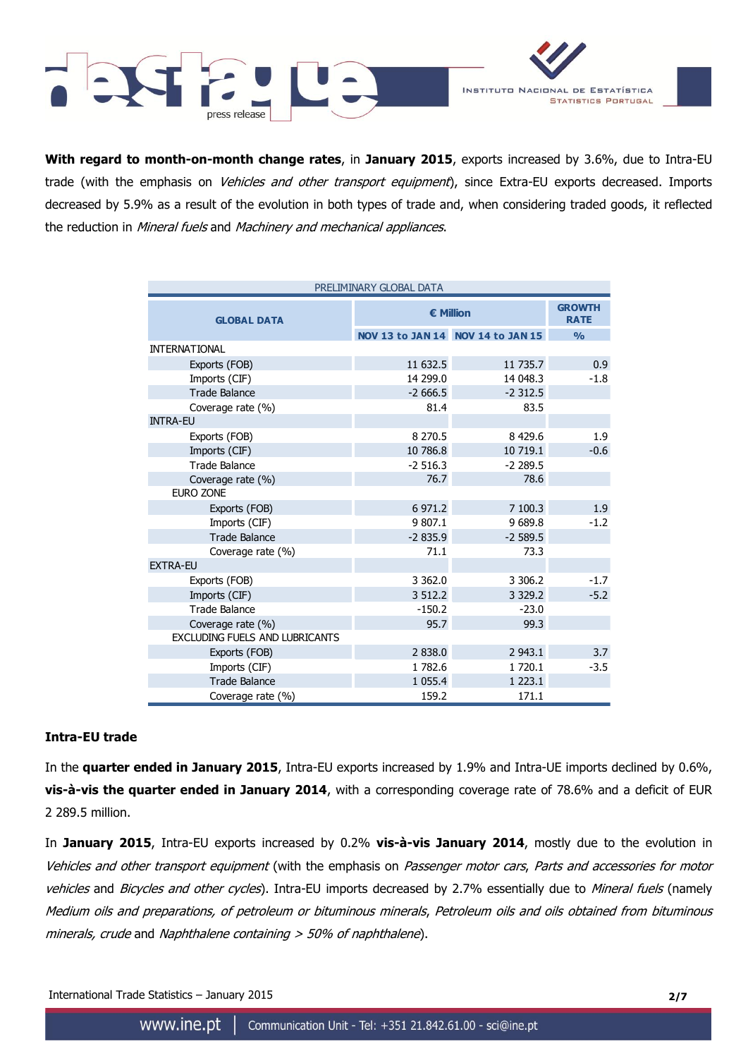**With regard to month-on-month change rates**, in **January 2015**, exports increased by 3.6%, due to Intra-EU trade (with the emphasis on *Vehicles and other transport equipment*), since Extra-EU exports decreased. Imports decreased by 5.9% as a result of the evolution in both types of trade and, when considering traded goods, it reflected the reduction in *Mineral fuels* and *Machinery and mechanical appliances*.

| PRELIMINARY GLOBAL DATA | | | |
|---|---|---|---|
| **GLOBAL DATA** | **€ Million** | | **GROWTH RATE** |
| | **NOV 13 to JAN 14** | **NOV 14 to JAN 15** | **%** |
| INTERNATIONAL | | | |
| Exports (FOB) | 11 632.5 | 11 735.7 | 0.9 |
| Imports (CIF) | 14 299.0 | 14 048.3 | -1.8 |
| Trade Balance | -2 666.5 | -2 312.5 | |
| Coverage rate (%) | 81.4 | 83.5 | |
| INTRA-EU | | | |
| Exports (FOB) | 8 270.5 | 8 429.6 | 1.9 |
| Imports (CIF) | 10 786.8 | 10 719.1 | -0.6 |
| Trade Balance | -2 516.3 | -2 289.5 | |
| Coverage rate (%) | 76.7 | 78.6 | |
| EURO ZONE | | | |
| Exports (FOB) | 6 971.2 | 7 100.3 | 1.9 |
| Imports (CIF) | 9 807.1 | 9 689.8 | -1.2 |
| Trade Balance | -2 835.9 | -2 589.5 | |
| Coverage rate (%) | 71.1 | 73.3 | |
| EXTRA-EU | | | |
| Exports (FOB) | 3 362.0 | 3 306.2 | -1.7 |
| Imports (CIF) | 3 512.2 | 3 329.2 | -5.2 |
| Trade Balance | -150.2 | -23.0 | |
| Coverage rate (%) | 95.7 | 99.3 | |
| EXCLUDING FUELS AND LUBRICANTS | | | |
| Exports (FOB) | 2 838.0 | 2 943.1 | 3.7 |
| Imports (CIF) | 1 782.6 | 1 720.1 | -3.5 |
| Trade Balance | 1 055.4 | 1 223.1 | |
| Coverage rate (%) | 159.2 | 171.1 | |

**Intra-EU trade**

In the **quarter ended in January 2015**, Intra-EU exports increased by 1.9% and Intra-UE imports declined by 0.6%, **vis-à-vis the quarter ended in January 2014**, with a corresponding coverage rate of 78.6% and a deficit of EUR 2 289.5 million.

In **January 2015**, Intra-EU exports increased by 0.2% **vis-à-vis January 2014**, mostly due to the evolution in *Vehicles and other transport equipment* (with the emphasis on *Passenger motor cars*, *Parts and accessories for motor vehicles* and *Bicycles and other cycles*). Intra-EU imports decreased by 2.7% essentially due to *Mineral fuels* (namely *Medium oils and preparations, of petroleum or bituminous minerals*, *Petroleum oils and oils obtained from bituminous minerals, crude* and *Naphthalene containing > 50% of naphthalene*).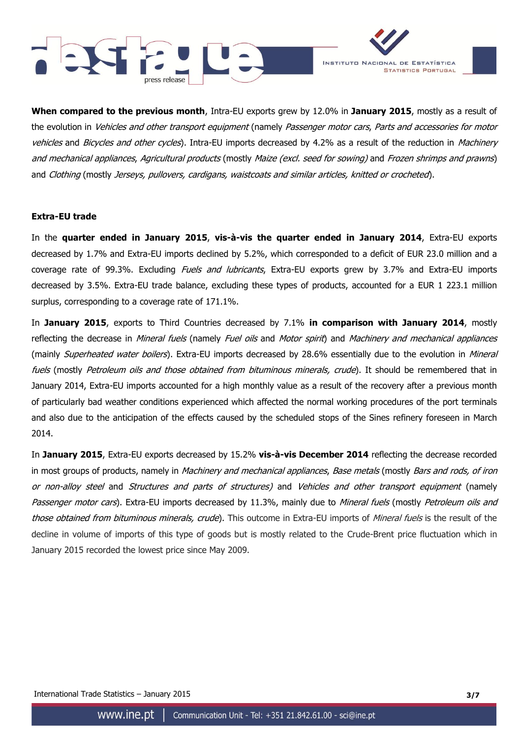**When compared to the previous month**, Intra-EU exports grew by 12.0% in **January 2015**, mostly as a result of the evolution in *Vehicles and other transport equipment* (namely *Passenger motor cars*, *Parts and accessories for motor vehicles* and *Bicycles and other cycles*). Intra-EU imports decreased by 4.2% as a result of the reduction in *Machinery and mechanical appliances*, *Agricultural products* (mostly *Maize (excl. seed for sowing)* and *Frozen shrimps and prawns*) and *Clothing* (mostly *Jerseys, pullovers, cardigans, waistcoats and similar articles, knitted or crocheted*).

**Extra-EU trade**

In the **quarter ended in January 2015**, **vis-à-vis the quarter ended in January 2014**, Extra-EU exports decreased by 1.7% and Extra-EU imports declined by 5.2%, which corresponded to a deficit of EUR 23.0 million and a coverage rate of 99.3%. Excluding *Fuels and lubricants*, Extra-EU exports grew by 3.7% and Extra-EU imports decreased by 3.5%. Extra-EU trade balance, excluding these types of products, accounted for a EUR 1 223.1 million surplus, corresponding to a coverage rate of 171.1%.

In **January 2015**, exports to Third Countries decreased by 7.1% **in comparison with January 2014**, mostly reflecting the decrease in *Mineral fuels* (namely *Fuel oils* and *Motor spirit*) and *Machinery and mechanical appliances* (mainly *Superheated water boilers*). Extra-EU imports decreased by 28.6% essentially due to the evolution in *Mineral fuels* (mostly *Petroleum oils and those obtained from bituminous minerals, crude*). It should be remembered that in January 2014, Extra-EU imports accounted for a high monthly value as a result of the recovery after a previous month of particularly bad weather conditions experienced which affected the normal working procedures of the port terminals and also due to the anticipation of the effects caused by the scheduled stops of the Sines refinery foreseen in March 2014.

In **January 2015**, Extra-EU exports decreased by 15.2% **vis-à-vis December 2014** reflecting the decrease recorded in most groups of products, namely in *Machinery and mechanical appliances*, *Base metals* (mostly *Bars and rods, of iron or non-alloy steel* and *Structures and parts of structures)* and *Vehicles and other transport equipment* (namely *Passenger motor cars*). Extra-EU imports decreased by 11.3%, mainly due to *Mineral fuels* (mostly *Petroleum oils and those obtained from bituminous minerals, crude*). This outcome in Extra-EU imports of *Mineral fuels* is the result of the decline in volume of imports of this type of goods but is mostly related to the Crude-Brent price fluctuation which in January 2015 recorded the lowest price since May 2009.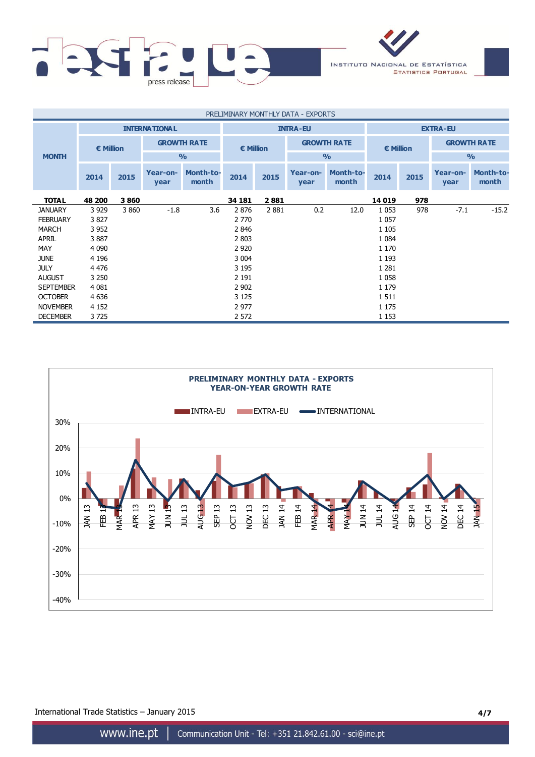PRELIMINARY MONTHLY DATA - EXPORTS

| MONTH | INTERNATIONAL | | | | INTRA-EU | | | | EXTRA-EU | | | |
|---|---|---|---|---|---|---|---|---|---|---|---|---|
| | € Million | | GROWTH RATE % | | € Million | | GROWTH RATE % | | € Million | | GROWTH RATE % | |
| | 2014 | 2015 | Year-on-year | Month-to-month | 2014 | 2015 | Year-on-year | Month-to-month | 2014 | 2015 | Year-on-year | Month-to-month |
| **TOTAL** | **48 200** | **3 860** | | | **34 181** | **2 881** | | | **14 019** | **978** | | |
| JANUARY | 3 929 | 3 860 | -1.8 | 3.6 | 2 876 | 2 881 | 0.2 | 12.0 | 1 053 | 978 | -7.1 | -15.2 |
| FEBRUARY | 3 827 | | | | 2 770 | | | | 1 057 | | | |
| MARCH | 3 952 | | | | 2 846 | | | | 1 105 | | | |
| APRIL | 3 887 | | | | 2 803 | | | | 1 084 | | | |
| MAY | 4 090 | | | | 2 920 | | | | 1 170 | | | |
| JUNE | 4 196 | | | | 3 004 | | | | 1 193 | | | |
| JULY | 4 476 | | | | 3 195 | | | | 1 281 | | | |
| AUGUST | 3 250 | | | | 2 191 | | | | 1 058 | | | |
| SEPTEMBER | 4 081 | | | | 2 902 | | | | 1 179 | | | |
| OCTOBER | 4 636 | | | | 3 125 | | | | 1 511 | | | |
| NOVEMBER | 4 152 | | | | 2 977 | | | | 1 175 | | | |
| DECEMBER | 3 725 | | | | 2 572 | | | | 1 153 | | | |

**PRELIMINARY MONTHLY DATA - EXPORTS**
**YEAR-ON-YEAR GROWTH RATE**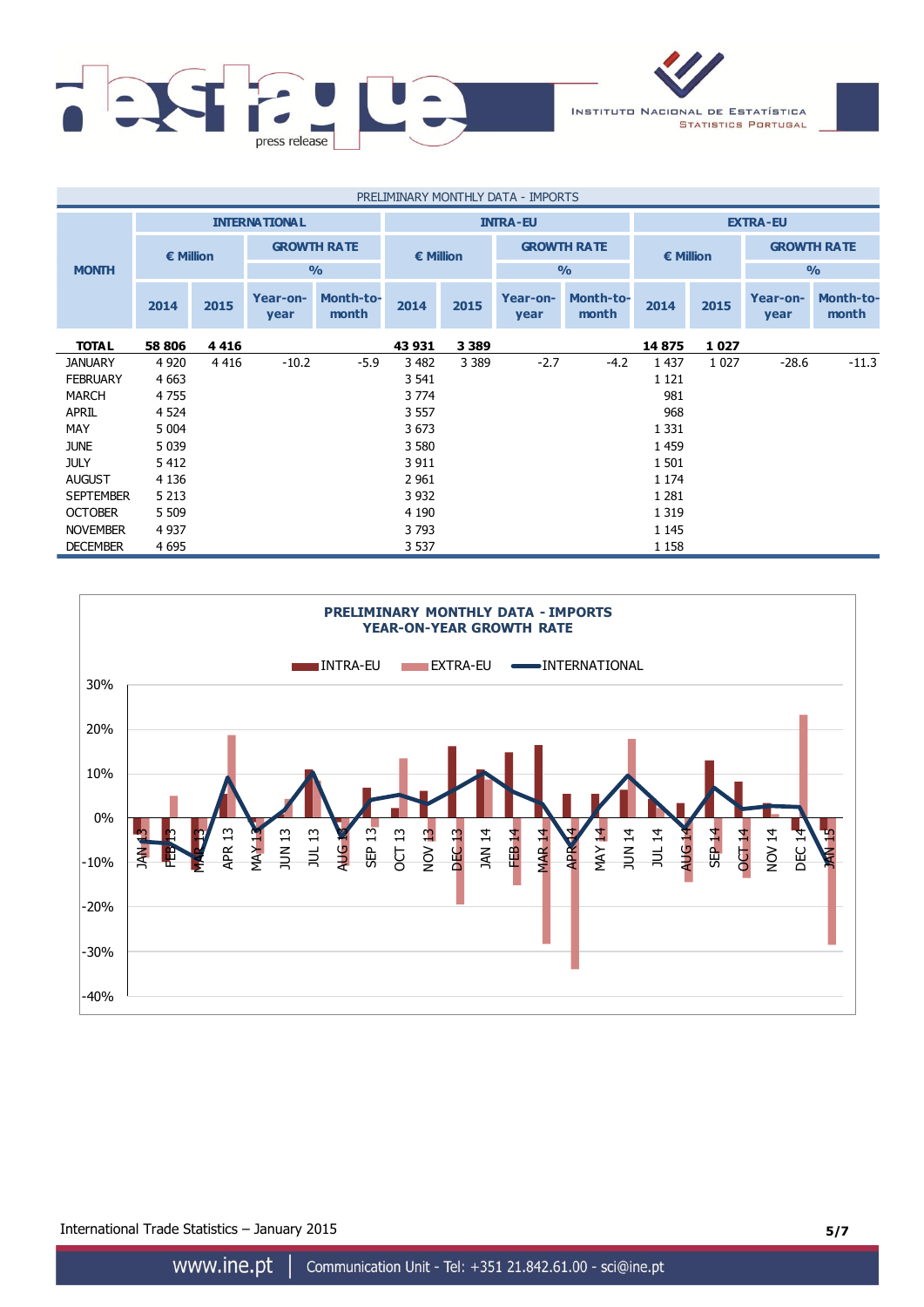PRELIMINARY MONTHLY DATA - IMPORTS

| MONTH | INTERNATIONAL | | | | INTRA-EU | | | | EXTRA-EU | | | |
|---|---|---|---|---|---|---|---|---|---|---|---|---|
| | € Million | | GROWTH RATE % | | € Million | | GROWTH RATE % | | € Million | | GROWTH RATE % | |
| | 2014 | 2015 | Year-on-year | Month-to-month | 2014 | 2015 | Year-on-year | Month-to-month | 2014 | 2015 | Year-on-year | Month-to-month |
| **TOTAL** | **58 806** | **4 416** | | | **43 931** | **3 389** | | | **14 875** | **1 027** | | |
| JANUARY | 4 920 | 4 416 | -10.2 | -5.9 | 3 482 | 3 389 | -2.7 | -4.2 | 1 437 | 1 027 | -28.6 | -11.3 |
| FEBRUARY | 4 663 | | | | 3 541 | | | | 1 121 | | | |
| MARCH | 4 755 | | | | 3 774 | | | | 981 | | | |
| APRIL | 4 524 | | | | 3 557 | | | | 968 | | | |
| MAY | 5 004 | | | | 3 673 | | | | 1 331 | | | |
| JUNE | 5 039 | | | | 3 580 | | | | 1 459 | | | |
| JULY | 5 412 | | | | 3 911 | | | | 1 501 | | | |
| AUGUST | 4 136 | | | | 2 961 | | | | 1 174 | | | |
| SEPTEMBER | 5 213 | | | | 3 932 | | | | 1 281 | | | |
| OCTOBER | 5 509 | | | | 4 190 | | | | 1 319 | | | |
| NOVEMBER | 4 937 | | | | 3 793 | | | | 1 145 | | | |
| DECEMBER | 4 695 | | | | 3 537 | | | | 1 158 | | | |

**PRELIMINARY MONTHLY DATA - IMPORTS**
**YEAR-ON-YEAR GROWTH RATE**

INTRA-EU | EXTRA-EU | INTERNATIONAL

International Trade Statistics – January 2015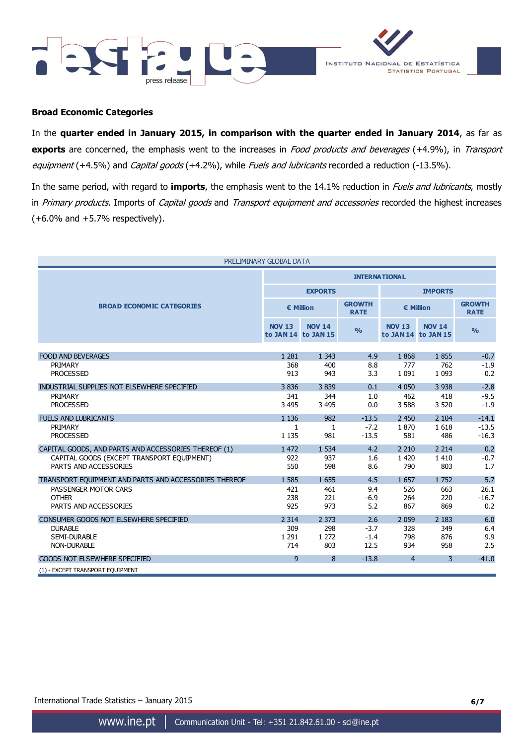## Broad Economic Categories

In the **quarter ended in January 2015, in comparison with the quarter ended in January 2014**, as far as **exports** are concerned, the emphasis went to the increases in *Food products and beverages* (+4.9%), in *Transport equipment* (+4.5%) and *Capital goods* (+4.2%), while *Fuels and lubricants* recorded a reduction (-13.5%).

In the same period, with regard to **imports**, the emphasis went to the 14.1% reduction in *Fuels and lubricants*, mostly in *Primary products*. Imports of *Capital goods* and *Transport equipment and accessories* recorded the highest increases (+6.0% and +5.7% respectively).

PRELIMINARY GLOBAL DATA

| BROAD ECONOMIC CATEGORIES | INTERNATIONAL | | | | | |
|---|---|---|---|---|---|---|
| | EXPORTS | | | IMPORTS | | |
| | € Million | | GROWTH RATE | € Million | | GROWTH RATE |
| | NOV 13 to JAN 14 | NOV 14 to JAN 15 | % | NOV 13 to JAN 14 | NOV 14 to JAN 15 | % |
| FOOD AND BEVERAGES | 1 281 | 1 343 | 4.9 | 1 868 | 1 855 | -0.7 |
| PRIMARY | 368 | 400 | 8.8 | 777 | 762 | -1.9 |
| PROCESSED | 913 | 943 | 3.3 | 1 091 | 1 093 | 0.2 |
| INDUSTRIAL SUPPLIES NOT ELSEWHERE SPECIFIED | 3 836 | 3 839 | 0.1 | 4 050 | 3 938 | -2.8 |
| PRIMARY | 341 | 344 | 1.0 | 462 | 418 | -9.5 |
| PROCESSED | 3 495 | 3 495 | 0.0 | 3 588 | 3 520 | -1.9 |
| FUELS AND LUBRICANTS | 1 136 | 982 | -13.5 | 2 450 | 2 104 | -14.1 |
| PRIMARY | 1 | 1 | -7.2 | 1 870 | 1 618 | -13.5 |
| PROCESSED | 1 135 | 981 | -13.5 | 581 | 486 | -16.3 |
| CAPITAL GOODS, AND PARTS AND ACCESSORIES THEREOF (1) | 1 472 | 1 534 | 4.2 | 2 210 | 2 214 | 0.2 |
| CAPITAL GOODS (EXCEPT TRANSPORT EQUIPMENT) | 922 | 937 | 1.6 | 1 420 | 1 410 | -0.7 |
| PARTS AND ACCESSORIES | 550 | 598 | 8.6 | 790 | 803 | 1.7 |
| TRANSPORT EQUIPMENT AND PARTS AND ACCESSORIES THEREOF | 1 585 | 1 655 | 4.5 | 1 657 | 1 752 | 5.7 |
| PASSENGER MOTOR CARS | 421 | 461 | 9.4 | 526 | 663 | 26.1 |
| OTHER | 238 | 221 | -6.9 | 264 | 220 | -16.7 |
| PARTS AND ACCESSORIES | 925 | 973 | 5.2 | 867 | 869 | 0.2 |
| CONSUMER GOODS NOT ELSEWHERE SPECIFIED | 2 314 | 2 373 | 2.6 | 2 059 | 2 183 | 6.0 |
| DURABLE | 309 | 298 | -3.7 | 328 | 349 | 6.4 |
| SEMI-DURABLE | 1 291 | 1 272 | -1.4 | 798 | 876 | 9.9 |
| NON-DURABLE | 714 | 803 | 12.5 | 934 | 958 | 2.5 |
| GOODS NOT ELSEWHERE SPECIFIED | 9 | 8 | -13.8 | 4 | 3 | -41.0 |

(1) - EXCEPT TRANSPORT EQUIPMENT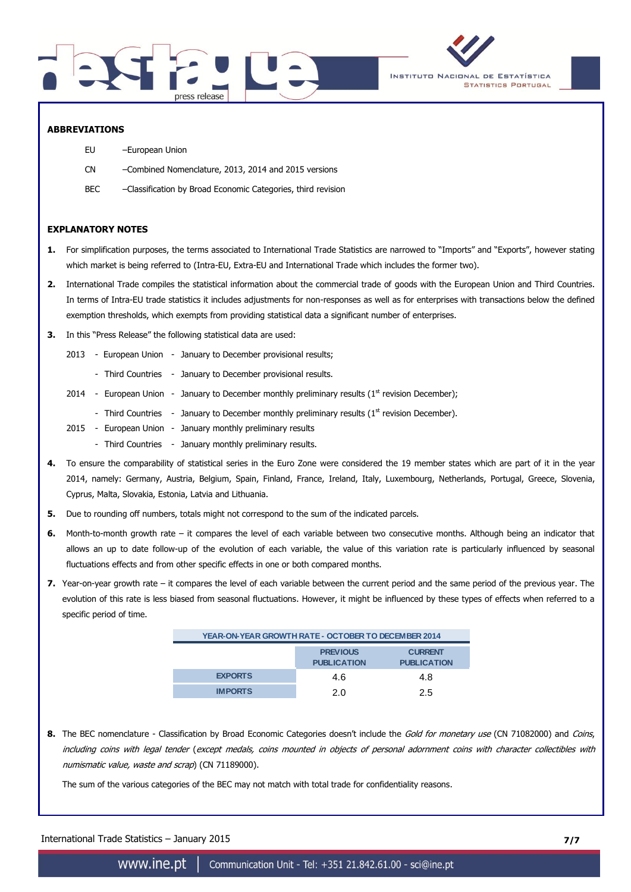## ABBREVIATIONS

| | |
|---|---|
| EU | –European Union |
| CN | –Combined Nomenclature, 2013, 2014 and 2015 versions |
| BEC | –Classification by Broad Economic Categories, third revision |

## EXPLANATORY NOTES

1. For simplification purposes, the terms associated to International Trade Statistics are narrowed to "Imports" and "Exports", however stating which market is being referred to (Intra-EU, Extra-EU and International Trade which includes the former two).
2. International Trade compiles the statistical information about the commercial trade of goods with the European Union and Third Countries. In terms of Intra-EU trade statistics it includes adjustments for non-responses as well as for enterprises with transactions below the defined exemption thresholds, which exempts from providing statistical data a significant number of enterprises.
3. In this "Press Release" the following statistical data are used:

   2013 - European Union - January to December provisional results;

   - Third Countries - January to December provisional results.

   2014 - European Union - January to December monthly preliminary results (1st revision December);

   - Third Countries - January to December monthly preliminary results (1st revision December).

   2015 - European Union - January monthly preliminary results

   - Third Countries - January monthly preliminary results.
4. To ensure the comparability of statistical series in the Euro Zone were considered the 19 member states which are part of it in the year 2014, namely: Germany, Austria, Belgium, Spain, Finland, France, Ireland, Italy, Luxembourg, Netherlands, Portugal, Greece, Slovenia, Cyprus, Malta, Slovakia, Estonia, Latvia and Lithuania.
5. Due to rounding off numbers, totals might not correspond to the sum of the indicated parcels.
6. Month-to-month growth rate – it compares the level of each variable between two consecutive months. Although being an indicator that allows an up to date follow-up of the evolution of each variable, the value of this variation rate is particularly influenced by seasonal fluctuations effects and from other specific effects in one or both compared months.
7. Year-on-year growth rate – it compares the level of each variable between the current period and the same period of the previous year. The evolution of this rate is less biased from seasonal fluctuations. However, it might be influenced by these types of effects when referred to a specific period of time.

| YEAR-ON-YEAR GROWTH RATE - OCTOBER TO DECEMBER 2014 | | |
|---|---|---|
| | PREVIOUS PUBLICATION | CURRENT PUBLICATION |
| EXPORTS | 4.6 | 4.8 |
| IMPORTS | 2.0 | 2.5 |

8. The BEC nomenclature - Classification by Broad Economic Categories doesn't include the *Gold for monetary use* (CN 71082000) and *Coins, including coins with legal tender* (*except medals, coins mounted in objects of personal adornment coins with character collectibles with numismatic value, waste and scrap*) (CN 71189000).

   The sum of the various categories of the BEC may not match with total trade for confidentiality reasons.